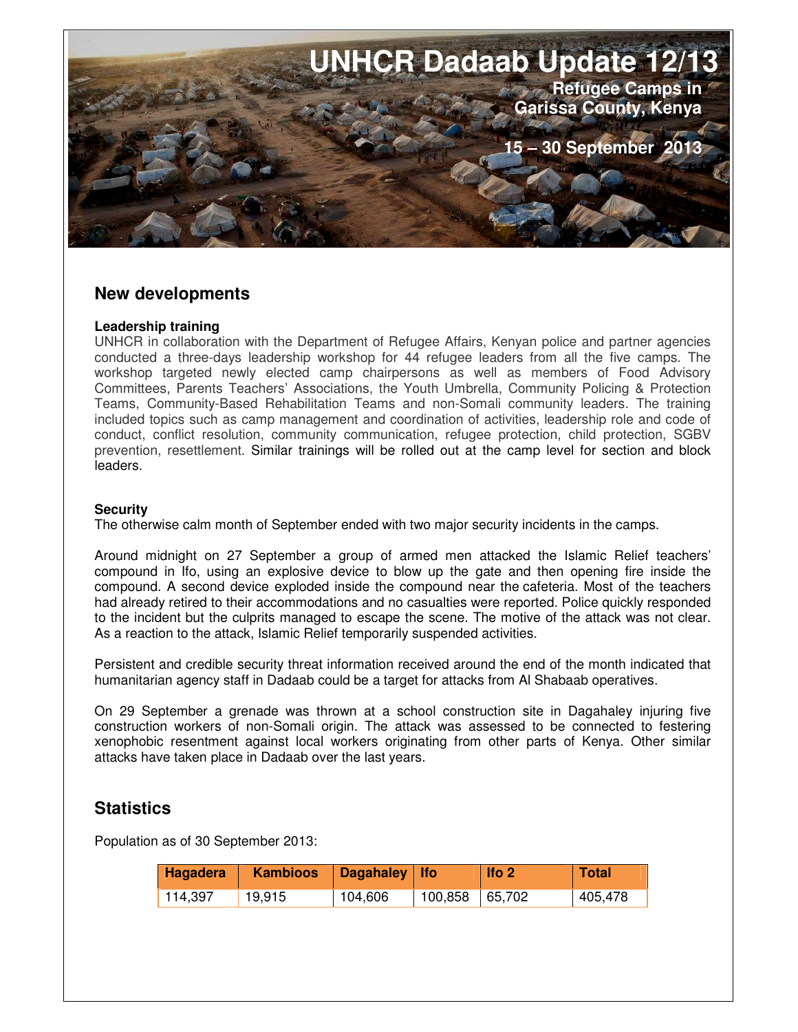# UNHCR Dadaab Update 12/13

**Refugee Camps in Garissa County, Kenya**

**15 – 30 September 2013**

## New developments

**Leadership training**

UNHCR in collaboration with the Department of Refugee Affairs, Kenyan police and partner agencies conducted a three-days leadership workshop for 44 refugee leaders from all the five camps. The workshop targeted newly elected camp chairpersons as well as members of Food Advisory Committees, Parents Teachers' Associations, the Youth Umbrella, Community Policing & Protection Teams, Community-Based Rehabilitation Teams and non-Somali community leaders. The training included topics such as camp management and coordination of activities, leadership role and code of conduct, conflict resolution, community communication, refugee protection, child protection, SGBV prevention, resettlement. Similar trainings will be rolled out at the camp level for section and block leaders.

**Security**

The otherwise calm month of September ended with two major security incidents in the camps.

Around midnight on 27 September a group of armed men attacked the Islamic Relief teachers' compound in Ifo, using an explosive device to blow up the gate and then opening fire inside the compound. A second device exploded inside the compound near the cafeteria. Most of the teachers had already retired to their accommodations and no casualties were reported. Police quickly responded to the incident but the culprits managed to escape the scene. The motive of the attack was not clear. As a reaction to the attack, Islamic Relief temporarily suspended activities.

Persistent and credible security threat information received around the end of the month indicated that humanitarian agency staff in Dadaab could be a target for attacks from Al Shabaab operatives.

On 29 September a grenade was thrown at a school construction site in Dagahaley injuring five construction workers of non-Somali origin. The attack was assessed to be connected to festering xenophobic resentment against local workers originating from other parts of Kenya. Other similar attacks have taken place in Dadaab over the last years.

## Statistics

Population as of 30 September 2013:

| Hagadera | Kambioos | Dagahaley | Ifo | Ifo 2 | Total |
|---|---|---|---|---|---|
| 114,397 | 19,915 | 104,606 | 100,858 | 65,702 | 405,478 |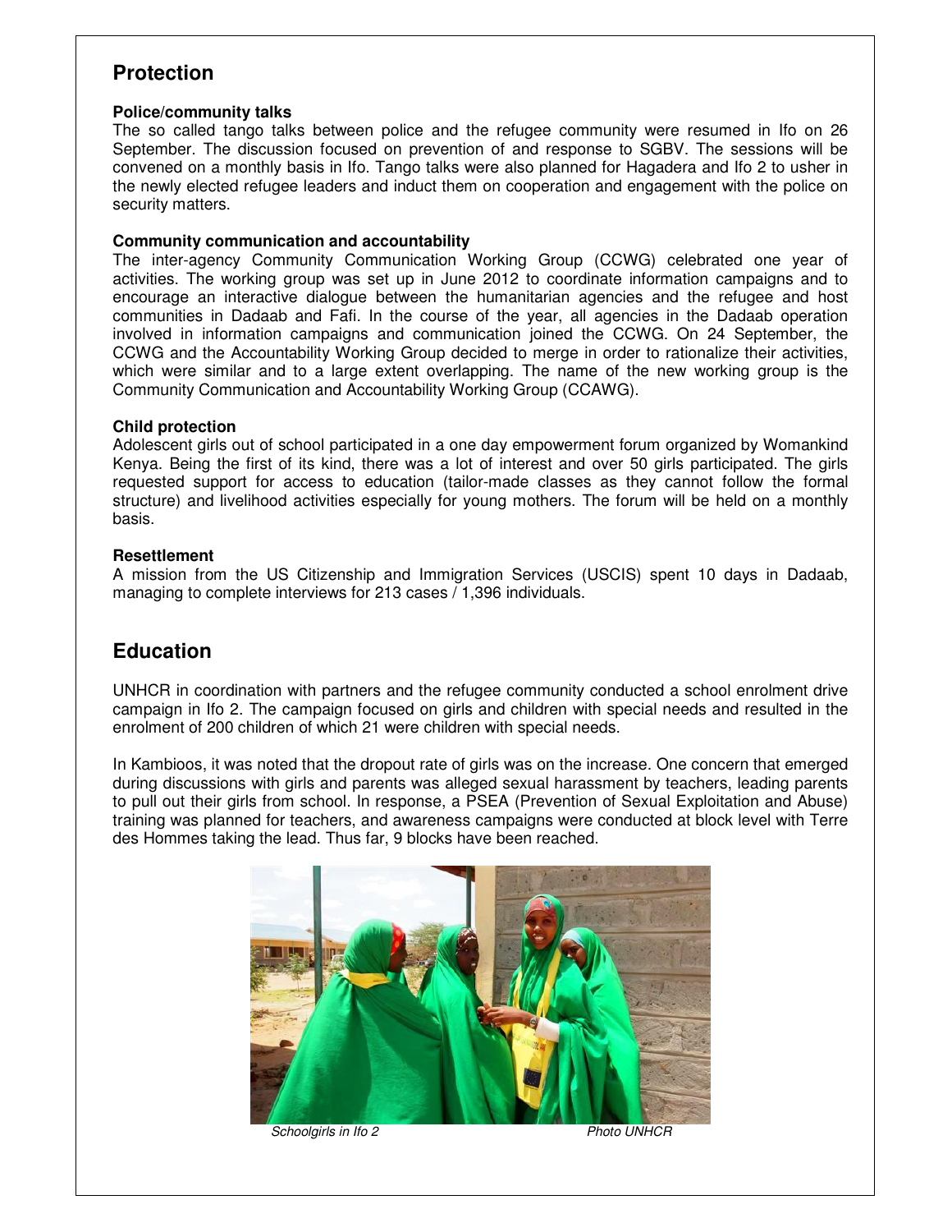## Protection

**Police/community talks**

The so called tango talks between police and the refugee community were resumed in Ifo on 26 September. The discussion focused on prevention of and response to SGBV. The sessions will be convened on a monthly basis in Ifo. Tango talks were also planned for Hagadera and Ifo 2 to usher in the newly elected refugee leaders and induct them on cooperation and engagement with the police on security matters.

**Community communication and accountability**

The inter-agency Community Communication Working Group (CCWG) celebrated one year of activities. The working group was set up in June 2012 to coordinate information campaigns and to encourage an interactive dialogue between the humanitarian agencies and the refugee and host communities in Dadaab and Fafi. In the course of the year, all agencies in the Dadaab operation involved in information campaigns and communication joined the CCWG. On 24 September, the CCWG and the Accountability Working Group decided to merge in order to rationalize their activities, which were similar and to a large extent overlapping. The name of the new working group is the Community Communication and Accountability Working Group (CCAWG).

**Child protection**

Adolescent girls out of school participated in a one day empowerment forum organized by Womankind Kenya. Being the first of its kind, there was a lot of interest and over 50 girls participated. The girls requested support for access to education (tailor-made classes as they cannot follow the formal structure) and livelihood activities especially for young mothers. The forum will be held on a monthly basis.

**Resettlement**

A mission from the US Citizenship and Immigration Services (USCIS) spent 10 days in Dadaab, managing to complete interviews for 213 cases / 1,396 individuals.

## Education

UNHCR in coordination with partners and the refugee community conducted a school enrolment drive campaign in Ifo 2. The campaign focused on girls and children with special needs and resulted in the enrolment of 200 children of which 21 were children with special needs.

In Kambioos, it was noted that the dropout rate of girls was on the increase. One concern that emerged during discussions with girls and parents was alleged sexual harassment by teachers, leading parents to pull out their girls from school. In response, a PSEA (Prevention of Sexual Exploitation and Abuse) training was planned for teachers, and awareness campaigns were conducted at block level with Terre des Hommes taking the lead. Thus far, 9 blocks have been reached.

*Schoolgirls in Ifo 2* *Photo UNHCR*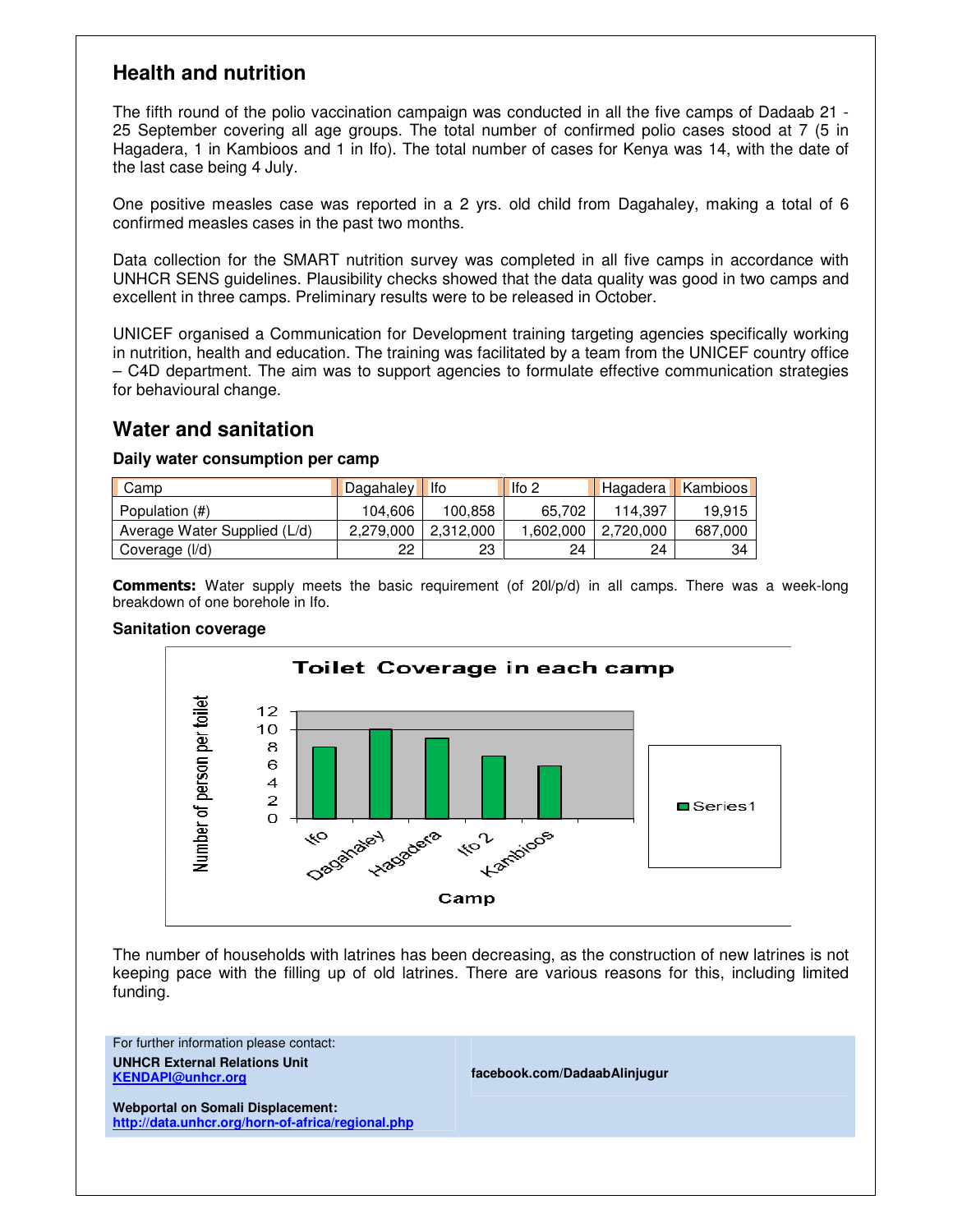## Health and nutrition

The fifth round of the polio vaccination campaign was conducted in all the five camps of Dadaab 21 - 25 September covering all age groups. The total number of confirmed polio cases stood at 7 (5 in Hagadera, 1 in Kambioos and 1 in Ifo). The total number of cases for Kenya was 14, with the date of the last case being 4 July.

One positive measles case was reported in a 2 yrs. old child from Dagahaley, making a total of 6 confirmed measles cases in the past two months.

Data collection for the SMART nutrition survey was completed in all five camps in accordance with UNHCR SENS guidelines. Plausibility checks showed that the data quality was good in two camps and excellent in three camps. Preliminary results were to be released in October.

UNICEF organised a Communication for Development training targeting agencies specifically working in nutrition, health and education. The training was facilitated by a team from the UNICEF country office – C4D department. The aim was to support agencies to formulate effective communication strategies for behavioural change.

## Water and sanitation

### Daily water consumption per camp

| Camp | Dagahaley | Ifo | Ifo 2 | Hagadera | Kambioos |
|---|---|---|---|---|---|
| Population (#) | 104,606 | 100,858 | 65,702 | 114,397 | 19,915 |
| Average Water Supplied (L/d) | 2,279,000 | 2,312,000 | 1,602,000 | 2,720,000 | 687,000 |
| Coverage (l/d) | 22 | 23 | 24 | 24 | 34 |

**Comments:** Water supply meets the basic requirement (of 20l/p/d) in all camps. There was a week-long breakdown of one borehole in Ifo.

### Sanitation coverage

Toilet Coverage in each camp

Number of person per toilet

12
10
8
6
4
2
0

Ifo
Dagahaley
Hagadera
Ifo 2
Kambioos

Camp

Series1

The number of households with latrines has been decreasing, as the construction of new latrines is not keeping pace with the filling up of old latrines. There are various reasons for this, including limited funding.

For further information please contact:

**UNHCR External Relations Unit**
**KENDAPI@unhcr.org**

**Webportal on Somali Displacement:**
**http://data.unhcr.org/horn-of-africa/regional.php**

**facebook.com/DadaabAlinjugur**